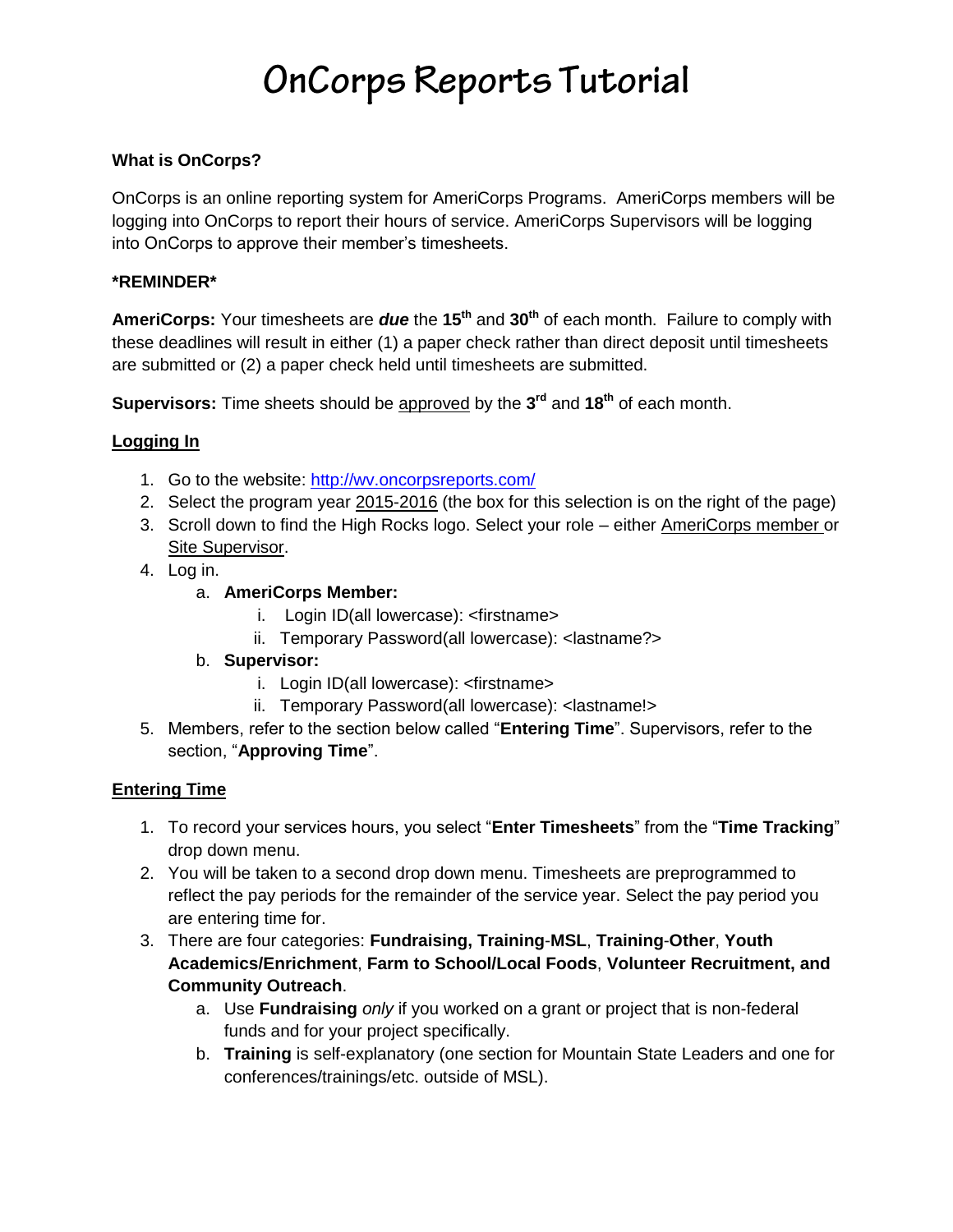# OnCorps Reports Tutorial

**What is OnCorps?**

OnCorps is an online reporting system for AmeriCorps Programs. AmeriCorps members will be logging into OnCorps to report their hours of service. AmeriCorps Supervisors will be logging into OnCorps to approve their member's timesheets.

**\*REMINDER\***

**AmeriCorps:** Your timesheets are ***due*** the **15th** and **30th** of each month. Failure to comply with these deadlines will result in either (1) a paper check rather than direct deposit until timesheets are submitted or (2) a paper check held until timesheets are submitted.

**Supervisors:** Time sheets should be approved by the **3rd** and **18th** of each month.

**Logging In**

1. Go to the website: [http://wv.oncorpsreports.com/](http://wv.oncorpsreports.com/)
2. Select the program year 2015-2016 (the box for this selection is on the right of the page)
3. Scroll down to find the High Rocks logo. Select your role – either AmeriCorps member or Site Supervisor.
4. Log in.
   a. **AmeriCorps Member:**
      i. Login ID(all lowercase): <firstname>
      ii. Temporary Password(all lowercase): <lastname?>
   b. **Supervisor:**
      i. Login ID(all lowercase): <firstname>
      ii. Temporary Password(all lowercase): <lastname!>
5. Members, refer to the section below called "**Entering Time**". Supervisors, refer to the section, "**Approving Time**".

**Entering Time**

1. To record your services hours, you select "**Enter Timesheets**" from the "**Time Tracking**" drop down menu.
2. You will be taken to a second drop down menu. Timesheets are preprogrammed to reflect the pay periods for the remainder of the service year. Select the pay period you are entering time for.
3. There are four categories: **Fundraising, Training-MSL**, **Training-Other**, **Youth Academics/Enrichment**, **Farm to School/Local Foods**, **Volunteer Recruitment, and Community Outreach**.
   a. Use **Fundraising** *only* if you worked on a grant or project that is non-federal funds and for your project specifically.
   b. **Training** is self-explanatory (one section for Mountain State Leaders and one for conferences/trainings/etc. outside of MSL).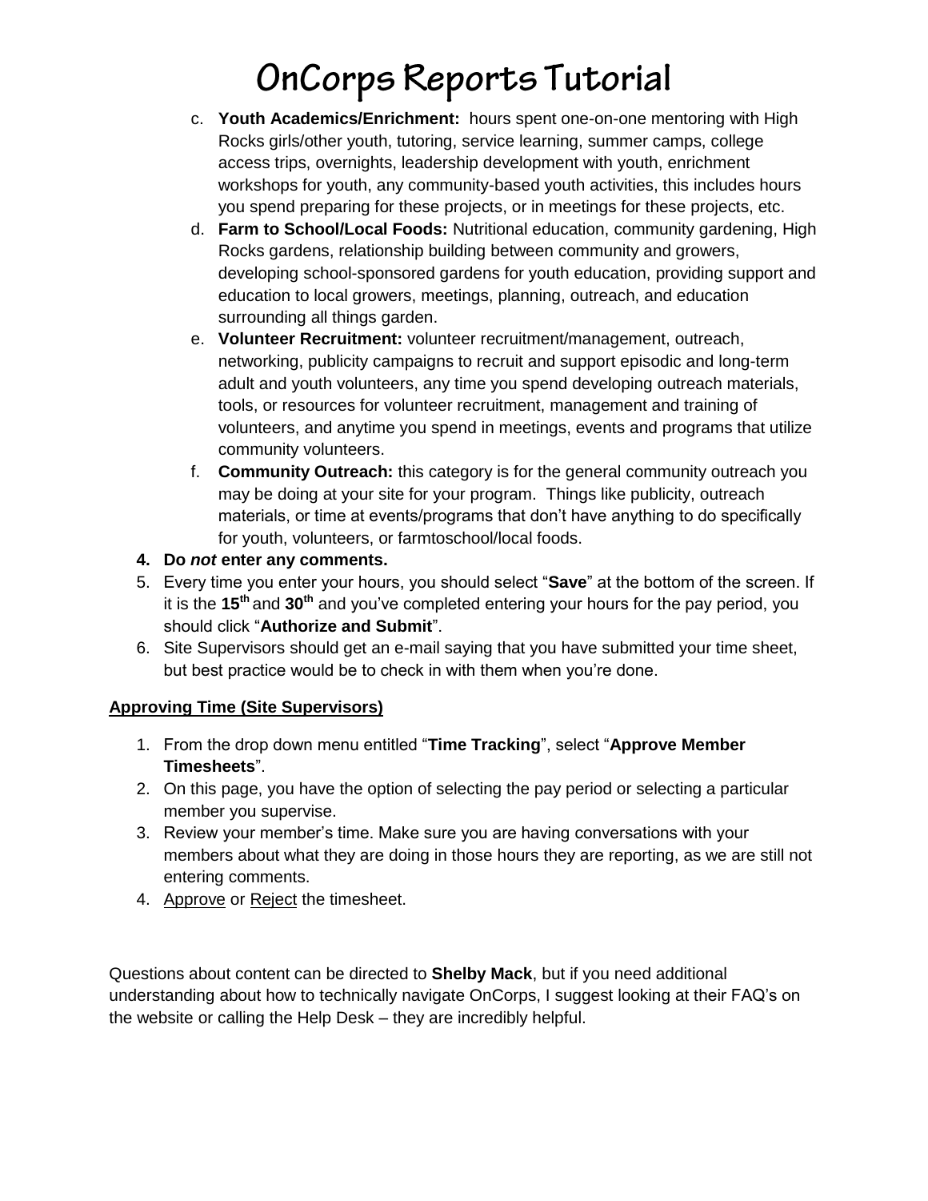# OnCorps Reports Tutorial

c. **Youth Academics/Enrichment:** hours spent one-on-one mentoring with High Rocks girls/other youth, tutoring, service learning, summer camps, college access trips, overnights, leadership development with youth, enrichment workshops for youth, any community-based youth activities, this includes hours you spend preparing for these projects, or in meetings for these projects, etc.

d. **Farm to School/Local Foods:** Nutritional education, community gardening, High Rocks gardens, relationship building between community and growers, developing school-sponsored gardens for youth education, providing support and education to local growers, meetings, planning, outreach, and education surrounding all things garden.

e. **Volunteer Recruitment:** volunteer recruitment/management, outreach, networking, publicity campaigns to recruit and support episodic and long-term adult and youth volunteers, any time you spend developing outreach materials, tools, or resources for volunteer recruitment, management and training of volunteers, and anytime you spend in meetings, events and programs that utilize community volunteers.

f. **Community Outreach:** this category is for the general community outreach you may be doing at your site for your program. Things like publicity, outreach materials, or time at events/programs that don't have anything to do specifically for youth, volunteers, or farmtoschool/local foods.

4. **Do *not* enter any comments.**
5. Every time you enter your hours, you should select "**Save**" at the bottom of the screen. If it is the **15th** and **30th** and you've completed entering your hours for the pay period, you should click "**Authorize and Submit**".
6. Site Supervisors should get an e-mail saying that you have submitted your time sheet, but best practice would be to check in with them when you're done.

**Approving Time (Site Supervisors)**

1. From the drop down menu entitled "**Time Tracking**", select "**Approve Member Timesheets**".
2. On this page, you have the option of selecting the pay period or selecting a particular member you supervise.
3. Review your member's time. Make sure you are having conversations with your members about what they are doing in those hours they are reporting, as we are still not entering comments.
4. Approve or Reject the timesheet.

Questions about content can be directed to **Shelby Mack**, but if you need additional understanding about how to technically navigate OnCorps, I suggest looking at their FAQ's on the website or calling the Help Desk – they are incredibly helpful.